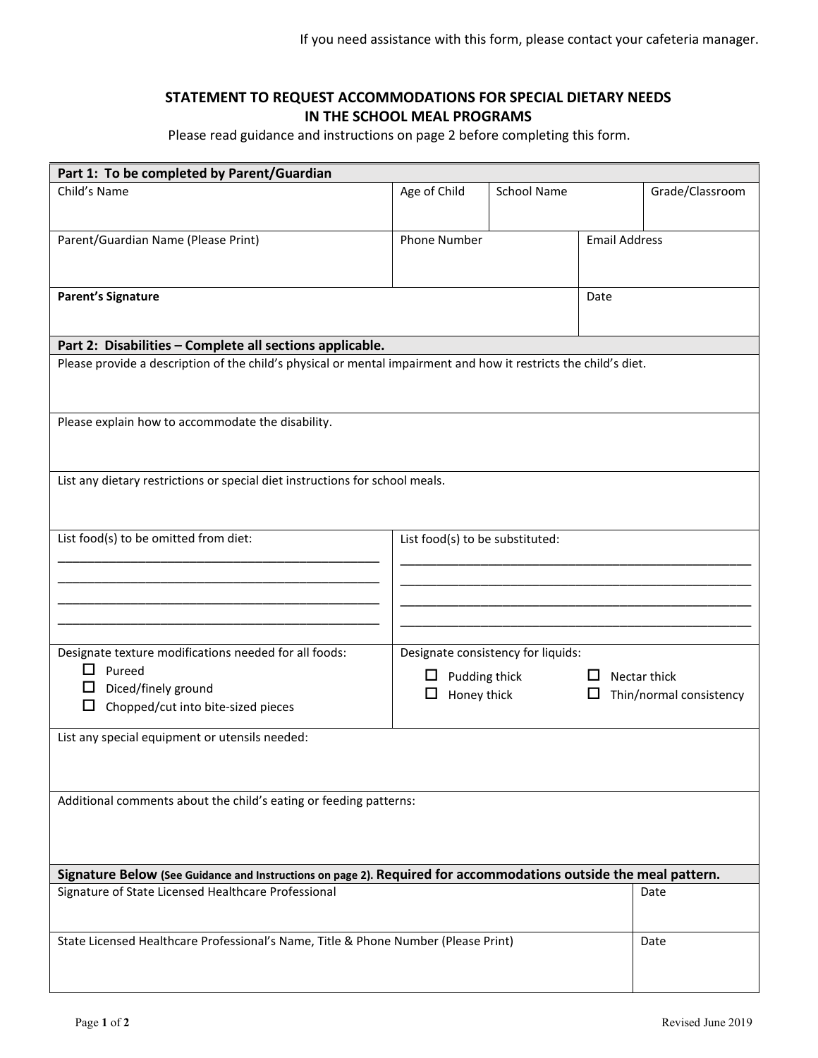If you need assistance with this form, please contact your cafeteria manager.

# STATEMENT TO REQUEST ACCOMMODATIONS FOR SPECIAL DIETARY NEEDS IN THE SCHOOL MEAL PROGRAMS

Please read guidance and instructions on page 2 before completing this form.

## Part 1: To be completed by Parent/Guardian

| Child's Name | Age of Child | School Name | Grade/Classroom |
|---|---|---|---|
| | | | |

| Parent/Guardian Name (Please Print) | Phone Number | Email Address |
|---|---|---|
| | | |

| **Parent's Signature** | Date |
|---|---|
| | |

## Part 2: Disabilities – Complete all sections applicable.

Please provide a description of the child's physical or mental impairment and how it restricts the child's diet.

Please explain how to accommodate the disability.

List any dietary restrictions or special diet instructions for school meals.

| List food(s) to be omitted from diet: | List food(s) to be substituted: |
|---|---|
| ______________________________ | ______________________________ |
| ______________________________ | ______________________________ |
| ______________________________ | ______________________________ |
| ______________________________ | ______________________________ |

| Designate texture modifications needed for all foods: | Designate consistency for liquids: |
|---|---|
| ☐ Pureed<br>☐ Diced/finely ground<br>☐ Chopped/cut into bite-sized pieces | ☐ Pudding thick<br>☐ Honey thick<br>☐ Nectar thick<br>☐ Thin/normal consistency |

List any special equipment or utensils needed:

Additional comments about the child's eating or feeding patterns:

## Signature Below (See Guidance and Instructions on page 2). Required for accommodations outside the meal pattern.

| Signature of State Licensed Healthcare Professional | Date |
|---|---|
| | |
| **State Licensed Healthcare Professional's Name, Title & Phone Number (Please Print)** | **Date** |
| | |

Revised June 2019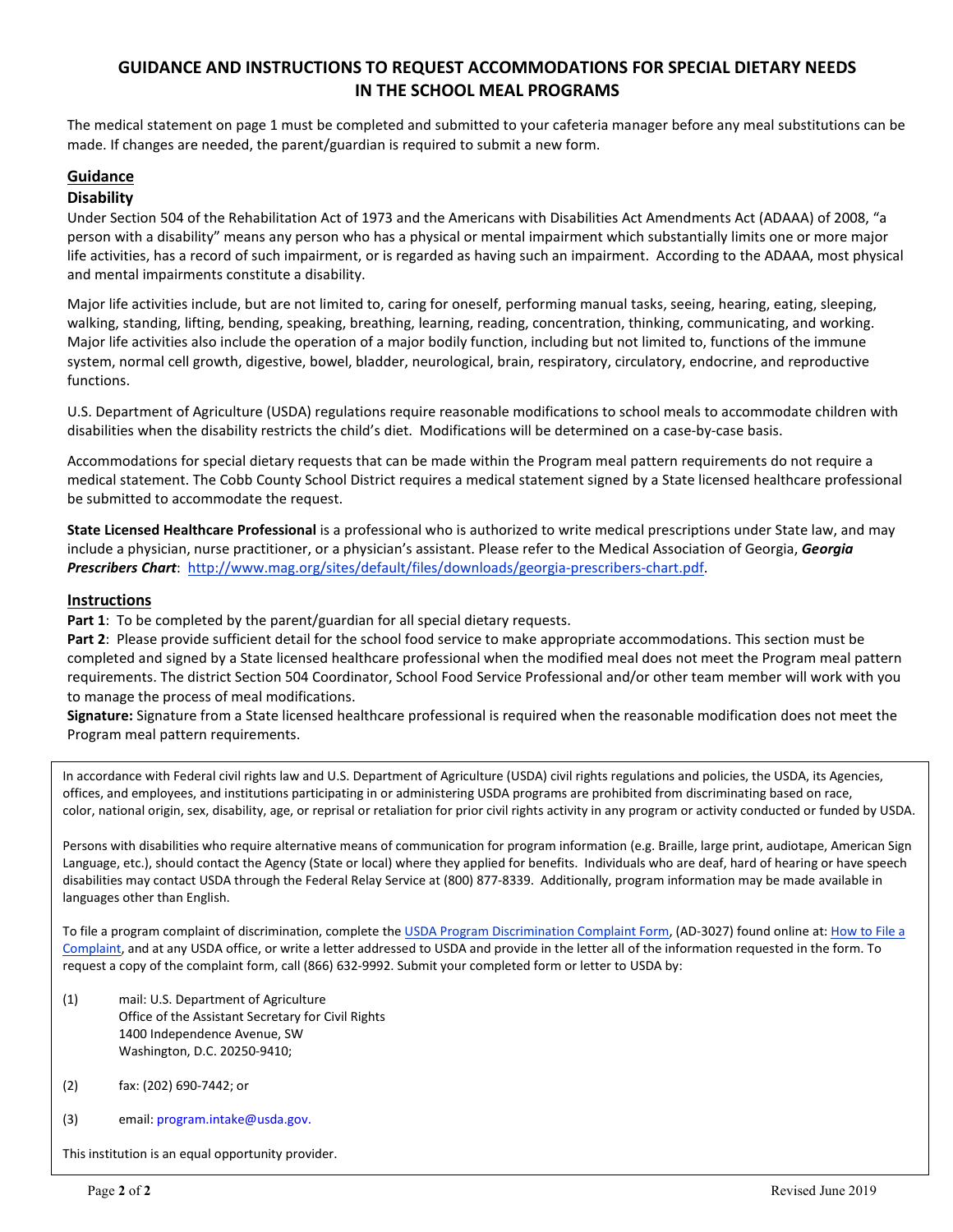# GUIDANCE AND INSTRUCTIONS TO REQUEST ACCOMMODATIONS FOR SPECIAL DIETARY NEEDS IN THE SCHOOL MEAL PROGRAMS

The medical statement on page 1 must be completed and submitted to your cafeteria manager before any meal substitutions can be made. If changes are needed, the parent/guardian is required to submit a new form.

## Guidance

### Disability

Under Section 504 of the Rehabilitation Act of 1973 and the Americans with Disabilities Act Amendments Act (ADAAA) of 2008, "a person with a disability" means any person who has a physical or mental impairment which substantially limits one or more major life activities, has a record of such impairment, or is regarded as having such an impairment. According to the ADAAA, most physical and mental impairments constitute a disability.

Major life activities include, but are not limited to, caring for oneself, performing manual tasks, seeing, hearing, eating, sleeping, walking, standing, lifting, bending, speaking, breathing, learning, reading, concentration, thinking, communicating, and working. Major life activities also include the operation of a major bodily function, including but not limited to, functions of the immune system, normal cell growth, digestive, bowel, bladder, neurological, brain, respiratory, circulatory, endocrine, and reproductive functions.

U.S. Department of Agriculture (USDA) regulations require reasonable modifications to school meals to accommodate children with disabilities when the disability restricts the child's diet. Modifications will be determined on a case-by-case basis.

Accommodations for special dietary requests that can be made within the Program meal pattern requirements do not require a medical statement. The Cobb County School District requires a medical statement signed by a State licensed healthcare professional be submitted to accommodate the request.

**State Licensed Healthcare Professional** is a professional who is authorized to write medical prescriptions under State law, and may include a physician, nurse practitioner, or a physician's assistant. Please refer to the Medical Association of Georgia, ***Georgia Prescribers Chart***: http://www.mag.org/sites/default/files/downloads/georgia-prescribers-chart.pdf.

## Instructions

**Part 1**: To be completed by the parent/guardian for all special dietary requests.

**Part 2**: Please provide sufficient detail for the school food service to make appropriate accommodations. This section must be completed and signed by a State licensed healthcare professional when the modified meal does not meet the Program meal pattern requirements. The district Section 504 Coordinator, School Food Service Professional and/or other team member will work with you to manage the process of meal modifications.

**Signature:** Signature from a State licensed healthcare professional is required when the reasonable modification does not meet the Program meal pattern requirements.

In accordance with Federal civil rights law and U.S. Department of Agriculture (USDA) civil rights regulations and policies, the USDA, its Agencies, offices, and employees, and institutions participating in or administering USDA programs are prohibited from discriminating based on race, color, national origin, sex, disability, age, or reprisal or retaliation for prior civil rights activity in any program or activity conducted or funded by USDA.

Persons with disabilities who require alternative means of communication for program information (e.g. Braille, large print, audiotape, American Sign Language, etc.), should contact the Agency (State or local) where they applied for benefits. Individuals who are deaf, hard of hearing or have speech disabilities may contact USDA through the Federal Relay Service at (800) 877-8339. Additionally, program information may be made available in languages other than English.

To file a program complaint of discrimination, complete the USDA Program Discrimination Complaint Form, (AD-3027) found online at: How to File a Complaint, and at any USDA office, or write a letter addressed to USDA and provide in the letter all of the information requested in the form. To request a copy of the complaint form, call (866) 632-9992. Submit your completed form or letter to USDA by:

(1) mail: U.S. Department of Agriculture
Office of the Assistant Secretary for Civil Rights
1400 Independence Avenue, SW
Washington, D.C. 20250-9410;

(2) fax: (202) 690-7442; or

(3) email: program.intake@usda.gov.

This institution is an equal opportunity provider.

Revised June 2019